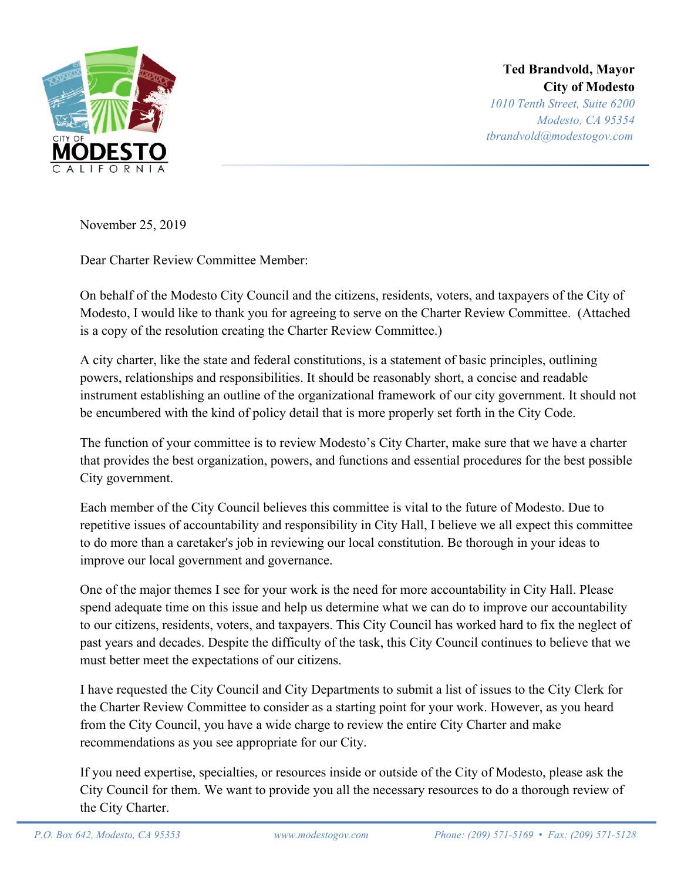**Ted Brandvold, Mayor**
**City of Modesto**
*1010 Tenth Street, Suite 6200*
*Modesto, CA 95354*
*tbrandvold@modestogov.com*

November 25, 2019

Dear Charter Review Committee Member:

On behalf of the Modesto City Council and the citizens, residents, voters, and taxpayers of the City of Modesto, I would like to thank you for agreeing to serve on the Charter Review Committee. (Attached is a copy of the resolution creating the Charter Review Committee.)

A city charter, like the state and federal constitutions, is a statement of basic principles, outlining powers, relationships and responsibilities. It should be reasonably short, a concise and readable instrument establishing an outline of the organizational framework of our city government. It should not be encumbered with the kind of policy detail that is more properly set forth in the City Code.

The function of your committee is to review Modesto's City Charter, make sure that we have a charter that provides the best organization, powers, and functions and essential procedures for the best possible City government.

Each member of the City Council believes this committee is vital to the future of Modesto. Due to repetitive issues of accountability and responsibility in City Hall, I believe we all expect this committee to do more than a caretaker's job in reviewing our local constitution. Be thorough in your ideas to improve our local government and governance.

One of the major themes I see for your work is the need for more accountability in City Hall. Please spend adequate time on this issue and help us determine what we can do to improve our accountability to our citizens, residents, voters, and taxpayers. This City Council has worked hard to fix the neglect of past years and decades. Despite the difficulty of the task, this City Council continues to believe that we must better meet the expectations of our citizens.

I have requested the City Council and City Departments to submit a list of issues to the City Clerk for the Charter Review Committee to consider as a starting point for your work. However, as you heard from the City Council, you have a wide charge to review the entire City Charter and make recommendations as you see appropriate for our City.

If you need expertise, specialties, or resources inside or outside of the City of Modesto, please ask the City Council for them. We want to provide you all the necessary resources to do a thorough review of the City Charter.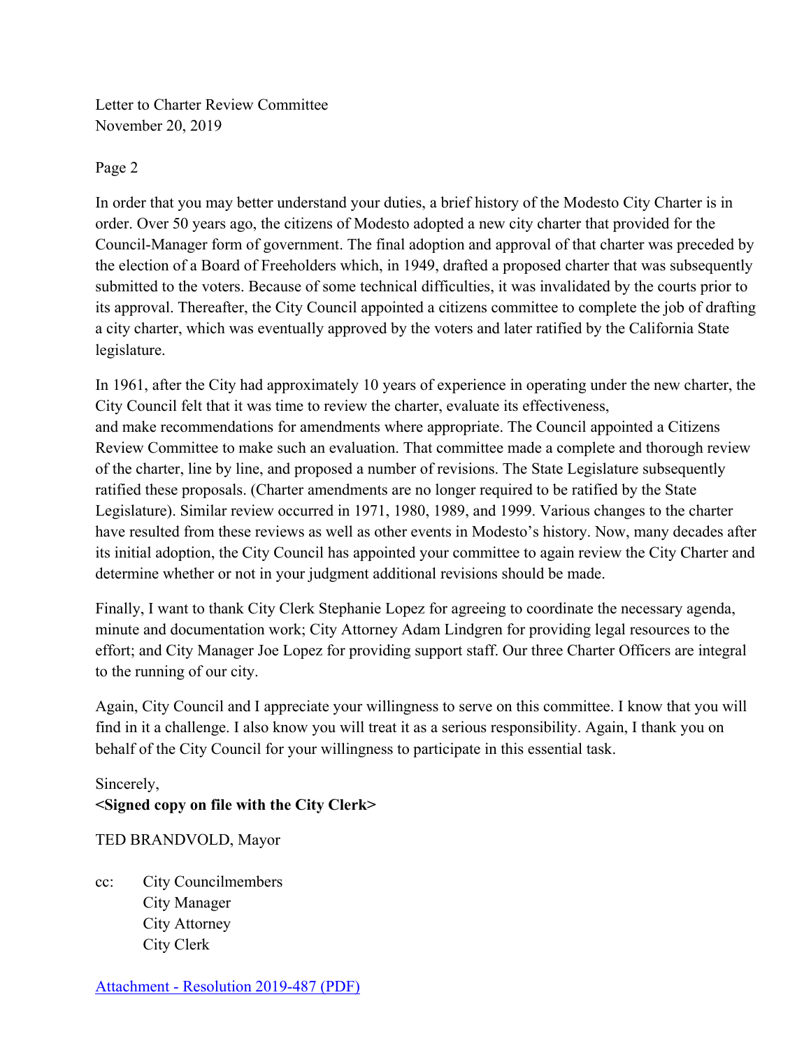In order that you may better understand your duties, a brief history of the Modesto City Charter is in order. Over 50 years ago, the citizens of Modesto adopted a new city charter that provided for the Council-Manager form of government. The final adoption and approval of that charter was preceded by the election of a Board of Freeholders which, in 1949, drafted a proposed charter that was subsequently submitted to the voters. Because of some technical difficulties, it was invalidated by the courts prior to its approval. Thereafter, the City Council appointed a citizens committee to complete the job of drafting a city charter, which was eventually approved by the voters and later ratified by the California State legislature.

In 1961, after the City had approximately 10 years of experience in operating under the new charter, the City Council felt that it was time to review the charter, evaluate its effectiveness, and make recommendations for amendments where appropriate. The Council appointed a Citizens Review Committee to make such an evaluation. That committee made a complete and thorough review of the charter, line by line, and proposed a number of revisions. The State Legislature subsequently ratified these proposals. (Charter amendments are no longer required to be ratified by the State Legislature). Similar review occurred in 1971, 1980, 1989, and 1999. Various changes to the charter have resulted from these reviews as well as other events in Modesto's history. Now, many decades after its initial adoption, the City Council has appointed your committee to again review the City Charter and determine whether or not in your judgment additional revisions should be made.

Finally, I want to thank City Clerk Stephanie Lopez for agreeing to coordinate the necessary agenda, minute and documentation work; City Attorney Adam Lindgren for providing legal resources to the effort; and City Manager Joe Lopez for providing support staff. Our three Charter Officers are integral to the running of our city.

Again, City Council and I appreciate your willingness to serve on this committee. I know that you will find in it a challenge. I also know you will treat it as a serious responsibility. Again, I thank you on behalf of the City Council for your willingness to participate in this essential task.

Sincerely,
**<Signed copy on file with the City Clerk>**

TED BRANDVOLD, Mayor

cc: City Councilmembers
City Manager
City Attorney
City Clerk

Attachment - Resolution 2019-487 (PDF)